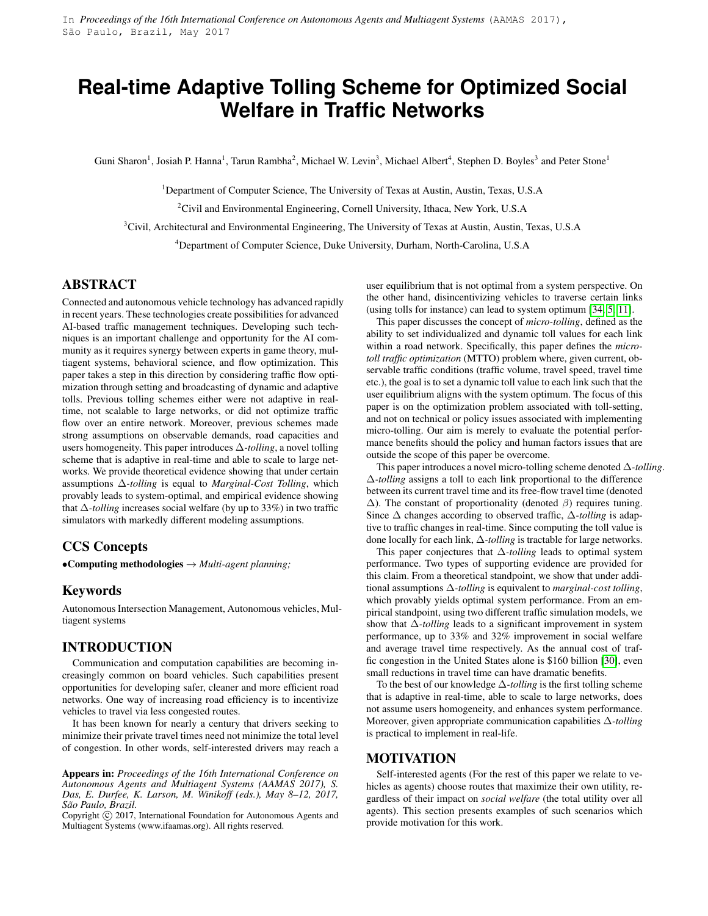In *Proceedings of the 16th International Conference on Autonomous Agents and Multiagent Systems* (AAMAS 2017), São Paulo, Brazil, May 2017

# Real-time Adaptive Tolling Scheme for Optimized Social Welfare in Traffic Networks

Guni Sharon[1], Josiah P. Hanna[1], Tarun Rambha[2], Michael W. Levin[3], Michael Albert[4], Stephen D. Boyles[3] and Peter Stone[1]

[1]Department of Computer Science, The University of Texas at Austin, Austin, Texas, U.S.A

[2]Civil and Environmental Engineering, Cornell University, Ithaca, New York, U.S.A

[3]Civil, Architectural and Environmental Engineering, The University of Texas at Austin, Austin, Texas, U.S.A

[4]Department of Computer Science, Duke University, Durham, North-Carolina, U.S.A

## ABSTRACT

Connected and autonomous vehicle technology has advanced rapidly in recent years. These technologies create possibilities for advanced AI-based traffic management techniques. Developing such techniques is an important challenge and opportunity for the AI community as it requires synergy between experts in game theory, multiagent systems, behavioral science, and flow optimization. This paper takes a step in this direction by considering traffic flow optimization through setting and broadcasting of dynamic and adaptive tolls. Previous tolling schemes either were not adaptive in real-time, not scalable to large networks, or did not optimize traffic flow over an entire network. Moreover, previous schemes made strong assumptions on observable demands, road capacities and users homogeneity. This paper introduces $\Delta$-*tolling*, a novel tolling scheme that is adaptive in real-time and able to scale to large networks. We provide theoretical evidence showing that under certain assumptions $\Delta$-*tolling* is equal to *Marginal-Cost Tolling*, which provably leads to system-optimal, and empirical evidence showing that $\Delta$-*tolling* increases social welfare (by up to 33%) in two traffic simulators with markedly different modeling assumptions.

## CCS Concepts

•**Computing methodologies** → *Multi-agent planning;*

## Keywords

Autonomous Intersection Management, Autonomous vehicles, Multiagent systems

## INTRODUCTION

Communication and computation capabilities are becoming increasingly common on board vehicles. Such capabilities present opportunities for developing safer, cleaner and more efficient road networks. One way of increasing road efficiency is to incentivize vehicles to travel via less congested routes.

It has been known for nearly a century that drivers seeking to minimize their private travel times need not minimize the total level of congestion. In other words, self-interested drivers may reach a user equilibrium that is not optimal from a system perspective. On the other hand, disincentivizing vehicles to traverse certain links (using tolls for instance) can lead to system optimum [34, 5, 11].

This paper discusses the concept of *micro-tolling*, defined as the ability to set individualized and dynamic toll values for each link within a road network. Specifically, this paper defines the *micro-toll traffic optimization* (MTTO) problem where, given current, observable traffic conditions (traffic volume, travel speed, travel time etc.), the goal is to set a dynamic toll value to each link such that the user equilibrium aligns with the system optimum. The focus of this paper is on the optimization problem associated with toll-setting, and not on technical or policy issues associated with implementing micro-tolling. Our aim is merely to evaluate the potential performance benefits should the policy and human factors issues that are outside the scope of this paper be overcome.

This paper introduces a novel micro-tolling scheme denoted $\Delta$-*tolling*. $\Delta$-*tolling* assigns a toll to each link proportional to the difference between its current travel time and its free-flow travel time (denoted $\Delta$). The constant of proportionality (denoted $\beta$) requires tuning. Since $\Delta$ changes according to observed traffic, $\Delta$-*tolling* is adaptive to traffic changes in real-time. Since computing the toll value is done locally for each link, $\Delta$-*tolling* is tractable for large networks.

This paper conjectures that $\Delta$-*tolling* leads to optimal system performance. Two types of supporting evidence are provided for this claim. From a theoretical standpoint, we show that under additional assumptions $\Delta$-*tolling* is equivalent to *marginal-cost tolling*, which provably yields optimal system performance. From an empirical standpoint, using two different traffic simulation models, we show that $\Delta$-*tolling* leads to a significant improvement in system performance, up to 33% and 32% improvement in social welfare and average travel time respectively. As the annual cost of traffic congestion in the United States alone is $160 billion [30], even small reductions in travel time can have dramatic benefits.

To the best of our knowledge $\Delta$-*tolling* is the first tolling scheme that is adaptive in real-time, able to scale to large networks, does not assume users homogeneity, and enhances system performance. Moreover, given appropriate communication capabilities $\Delta$-*tolling* is practical to implement in real-life.

## MOTIVATION

Self-interested agents (For the rest of this paper we relate to vehicles as agents) choose routes that maximize their own utility, regardless of their impact on *social welfare* (the total utility over all agents). This section presents examples of such scenarios which provide motivation for this work.

**Appears in:** *Proceedings of the 16th International Conference on Autonomous Agents and Multiagent Systems (AAMAS 2017), S. Das, E. Durfee, K. Larson, M. Winikoff (eds.), May 8–12, 2017, São Paulo, Brazil.*
Copyright © 2017, International Foundation for Autonomous Agents and Multiagent Systems (www.ifaamas.org). All rights reserved.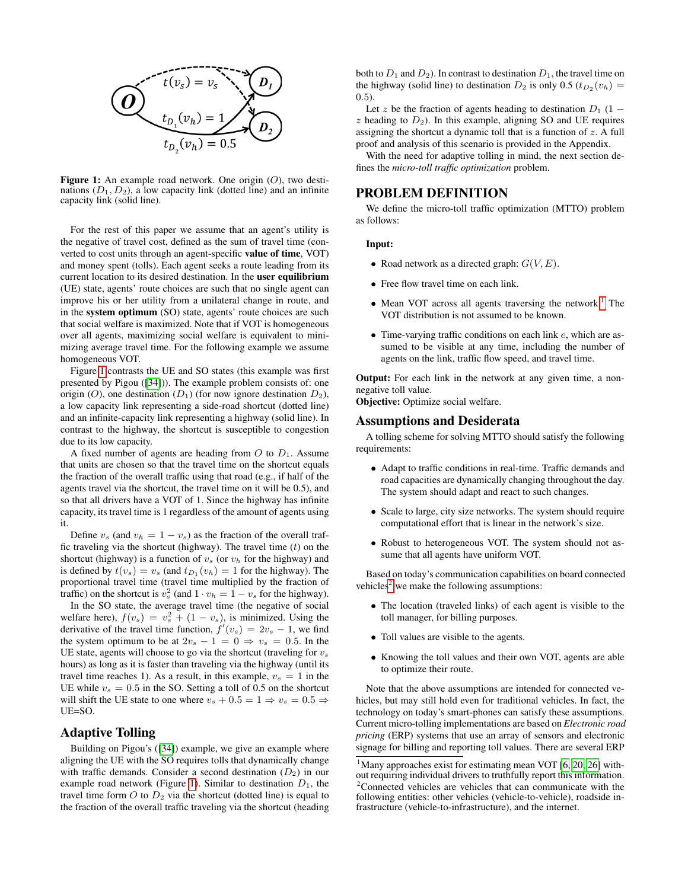**Figure 1:** An example road network. One origin ($O$), two destinations ($D_1$, $D_2$), a low capacity link (dotted line) and an infinite capacity link (solid line).

For the rest of this paper we assume that an agent's utility is the negative of travel cost, defined as the sum of travel time (converted to cost units through an agent-specific **value of time**, VOT) and money spent (tolls). Each agent seeks a route leading from its current location to its desired destination. In the **user equilibrium** (UE) state, agents' route choices are such that no single agent can improve his or her utility from a unilateral change in route, and in the **system optimum** (SO) state, agents' route choices are such that social welfare is maximized. Note that if VOT is homogeneous over all agents, maximizing social welfare is equivalent to minimizing average travel time. For the following example we assume homogeneous VOT.

Figure 1 contrasts the UE and SO states (this example was first presented by Pigou ([34])). The example problem consists of: one origin ($O$), one destination ($D_1$) (for now ignore destination $D_2$), a low capacity link representing a side-road shortcut (dotted line) and an infinite-capacity link representing a highway (solid line). In contrast to the highway, the shortcut is susceptible to congestion due to its low capacity.

A fixed number of agents are heading from $O$ to $D_1$. Assume that units are chosen so that the travel time on the shortcut equals the fraction of the overall traffic using that road (e.g., if half of the agents travel via the shortcut, the travel time on it will be 0.5), and so that all drivers have a VOT of 1. Since the highway has infinite capacity, its travel time is 1 regardless of the amount of agents using it.

Define $v_s$ (and $v_h = 1 - v_s$) as the fraction of the overall traffic traveling via the shortcut (highway). The travel time ($t$) on the shortcut (highway) is a function of $v_s$ (or $v_h$ for the highway) and is defined by $t(v_s) = v_s$ (and $t_{D_1}(v_h) = 1$ for the highway). The proportional travel time (travel time multiplied by the fraction of traffic) on the shortcut is $v_s^2$ (and $1 \cdot v_h = 1 - v_s$ for the highway).

In the SO state, the average travel time (the negative of social welfare here), $f(v_s) = v_s^2 + (1 - v_s)$, is minimized. Using the derivative of the travel time function, $f'(v_s) = 2v_s - 1$, we find the system optimum to be at $2v_s - 1 = 0 \Rightarrow v_s = 0.5$. In the UE state, agents will choose to go via the shortcut (traveling for $v_s$ hours) as long as it is faster than traveling via the highway (until its travel time reaches 1). As a result, in this example, $v_s = 1$ in the UE while $v_s = 0.5$ in the SO. Setting a toll of 0.5 on the shortcut will shift the UE state to one where $v_s + 0.5 = 1 \Rightarrow v_s = 0.5 \Rightarrow$ UE=SO.

## Adaptive Tolling

Building on Pigou's ([34]) example, we give an example where aligning the UE with the SO requires tolls that dynamically change with traffic demands. Consider a second destination ($D_2$) in our example road network (Figure 1). Similar to destination $D_1$, the travel time form $O$ to $D_2$ via the shortcut (dotted line) is equal to the fraction of the overall traffic traveling via the shortcut (heading both to $D_1$ and $D_2$). In contrast to destination $D_1$, the travel time on the highway (solid line) to destination $D_2$ is only 0.5 ($t_{D_2}(v_h) = 0.5$).

Let $z$ be the fraction of agents heading to destination $D_1$ ($1 - z$ heading to $D_2$). In this example, aligning SO and UE requires assigning the shortcut a dynamic toll that is a function of $z$. A full proof and analysis of this scenario is provided in the Appendix.

With the need for adaptive tolling in mind, the next section defines the *micro-toll traffic optimization* problem.

# PROBLEM DEFINITION

We define the micro-toll traffic optimization (MTTO) problem as follows:

**Input:**

- Road network as a directed graph: $G(V, E)$.
- Free flow travel time on each link.
- Mean VOT across all agents traversing the network.[1] The VOT distribution is not assumed to be known.
- Time-varying traffic conditions on each link $e$, which are assumed to be visible at any time, including the number of agents on the link, traffic flow speed, and travel time.

**Output:** For each link in the network at any given time, a non-negative toll value.

**Objective:** Optimize social welfare.

## Assumptions and Desiderata

A tolling scheme for solving MTTO should satisfy the following requirements:

- Adapt to traffic conditions in real-time. Traffic demands and road capacities are dynamically changing throughout the day. The system should adapt and react to such changes.
- Scale to large, city size networks. The system should require computational effort that is linear in the network's size.
- Robust to heterogeneous VOT. The system should not assume that all agents have uniform VOT.

Based on today's communication capabilities on board connected vehicles[2] we make the following assumptions:

- The location (traveled links) of each agent is visible to the toll manager, for billing purposes.
- Toll values are visible to the agents.
- Knowing the toll values and their own VOT, agents are able to optimize their route.

Note that the above assumptions are intended for connected vehicles, but may still hold even for traditional vehicles. In fact, the technology on today's smart-phones can satisfy these assumptions. Current micro-tolling implementations are based on *Electronic road pricing* (ERP) systems that use an array of sensors and electronic signage for billing and reporting toll values. There are several ERP

[1] Many approaches exist for estimating mean VOT [6, 20, 26] without requiring individual drivers to truthfully report this information.

[2] Connected vehicles are vehicles that can communicate with the following entities: other vehicles (vehicle-to-vehicle), roadside infrastructure (vehicle-to-infrastructure), and the internet.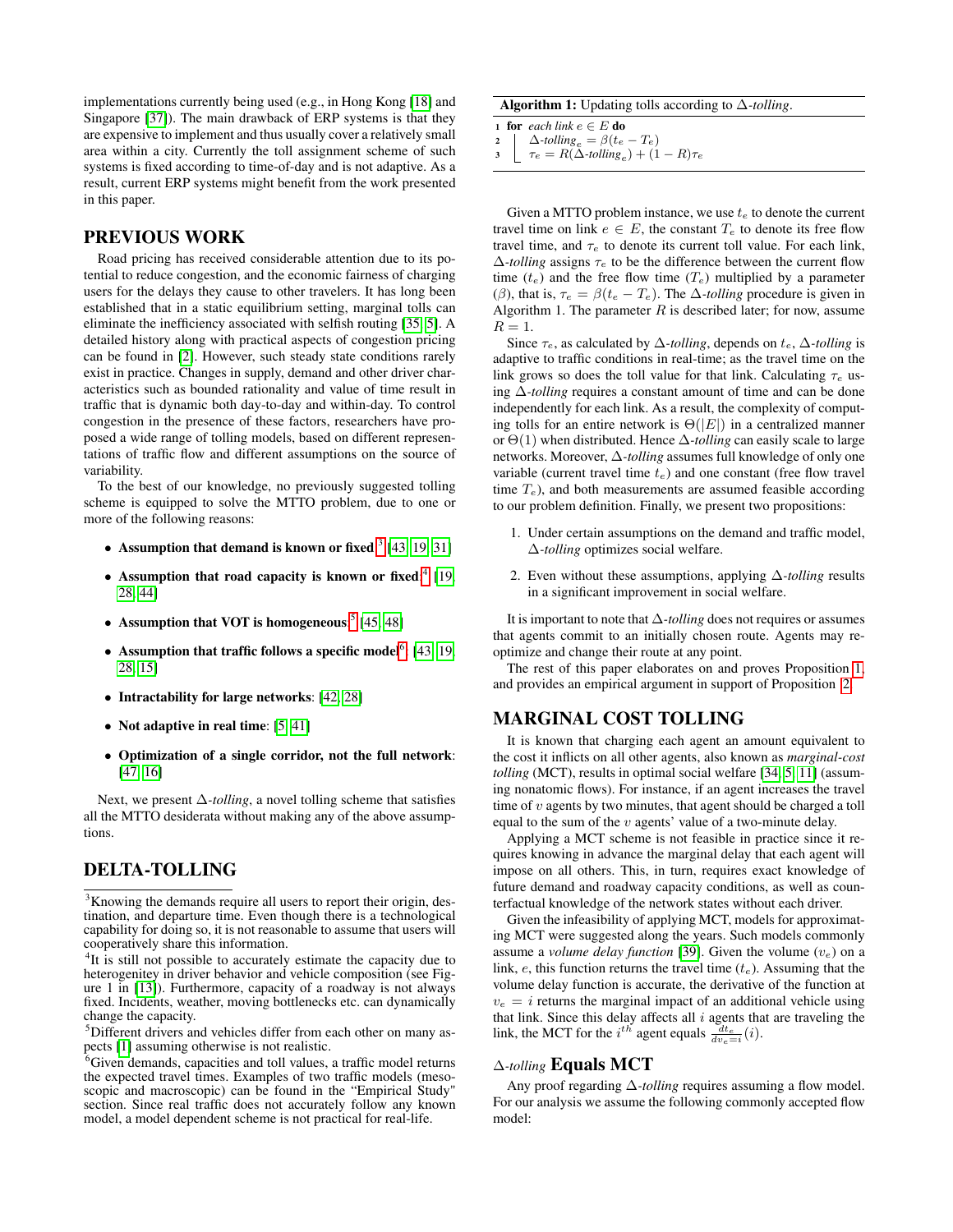implementations currently being used (e.g., in Hong Kong [18] and Singapore [37]). The main drawback of ERP systems is that they are expensive to implement and thus usually cover a relatively small area within a city. Currently the toll assignment scheme of such systems is fixed according to time-of-day and is not adaptive. As a result, current ERP systems might benefit from the work presented in this paper.

## PREVIOUS WORK

Road pricing has received considerable attention due to its potential to reduce congestion, and the economic fairness of charging users for the delays they cause to other travelers. It has long been established that in a static equilibrium setting, marginal tolls can eliminate the inefficiency associated with selfish routing [35, 5]. A detailed history along with practical aspects of congestion pricing can be found in [2]. However, such steady state conditions rarely exist in practice. Changes in supply, demand and other driver characteristics such as bounded rationality and value of time result in traffic that is dynamic both day-to-day and within-day. To control congestion in the presence of these factors, researchers have proposed a wide range of tolling models, based on different representations of traffic flow and different assumptions on the source of variability.

To the best of our knowledge, no previously suggested tolling scheme is equipped to solve the MTTO problem, due to one or more of the following reasons:

- **Assumption that demand is known or fixed**[3] [43, 19, 31]
- **Assumption that road capacity is known or fixed**[4] [19, 28, 44]
- **Assumption that VOT is homogeneous**[5] [45, 48]
- **Assumption that traffic follows a specific model**[6] [43, 19, 28, 15]
- **Intractability for large networks**: [42, 28]
- **Not adaptive in real time**: [5, 41]
- **Optimization of a single corridor, not the full network**: [47, 16]

Next, we present $\Delta$-*tolling*, a novel tolling scheme that satisfies all the MTTO desiderata without making any of the above assumptions.

## DELTA-TOLLING

**Algorithm 1:** Updating tolls according to $\Delta$-*tolling*.

```
1 for each link e ∈ E do
2     Δ-tolling_e = β(t_e − T_e)
3     τ_e = R(Δ-tolling_e) + (1 − R)τ_e
```

Given a MTTO problem instance, we use $t_e$ to denote the current travel time on link $e \in E$, the constant $T_e$ to denote its free flow travel time, and $\tau_e$ to denote its current toll value. For each link, $\Delta$-*tolling* assigns $\tau_e$ to be the difference between the current flow time ($t_e$) and the free flow time ($T_e$) multiplied by a parameter ($\beta$), that is, $\tau_e = \beta(t_e - T_e)$. The $\Delta$-*tolling* procedure is given in Algorithm 1. The parameter $R$ is described later; for now, assume $R = 1$.

Since $\tau_e$, as calculated by $\Delta$-*tolling*, depends on $t_e$, $\Delta$-*tolling* is adaptive to traffic conditions in real-time; as the travel time on the link grows so does the toll value for that link. Calculating $\tau_e$ using $\Delta$-*tolling* requires a constant amount of time and can be done independently for each link. As a result, the complexity of computing tolls for an entire network is $\Theta(|E|)$ in a centralized manner or $\Theta(1)$ when distributed. Hence $\Delta$-*tolling* can easily scale to large networks. Moreover, $\Delta$-*tolling* assumes full knowledge of only one variable (current travel time $t_e$) and one constant (free flow travel time $T_e$), and both measurements are assumed feasible according to our problem definition. Finally, we present two propositions:

1. Under certain assumptions on the demand and traffic model, $\Delta$-*tolling* optimizes social welfare.
2. Even without these assumptions, applying $\Delta$-*tolling* results in a significant improvement in social welfare.

It is important to note that $\Delta$-*tolling* does not requires or assumes that agents commit to an initially chosen route. Agents may re-optimize and change their route at any point.

The rest of this paper elaborates on and proves Proposition 1, and provides an empirical argument in support of Proposition 2.

## MARGINAL COST TOLLING

It is known that charging each agent an amount equivalent to the cost it inflicts on all other agents, also known as *marginal-cost tolling* (MCT), results in optimal social welfare [34, 5, 11] (assuming nonatomic flows). For instance, if an agent increases the travel time of $v$ agents by two minutes, that agent should be charged a toll equal to the sum of the $v$ agents' value of a two-minute delay.

Applying a MCT scheme is not feasible in practice since it requires knowing in advance the marginal delay that each agent will impose on all others. This, in turn, requires exact knowledge of future demand and roadway capacity conditions, as well as counterfactual knowledge of the network states without each driver.

Given the infeasibility of applying MCT, models for approximating MCT were suggested along the years. Such models commonly assume a *volume delay function* [39]. Given the volume ($v_e$) on a link, $e$, this function returns the travel time ($t_e$). Assuming that the volume delay function is accurate, the derivative of the function at $v_e = i$ returns the marginal impact of an additional vehicle using that link. Since this delay affects all $i$ agents that are traveling the link, the MCT for the $i^{th}$ agent equals $\frac{dt_e}{dv_e = i}(i)$.

### $\Delta$-*tolling* Equals MCT

Any proof regarding $\Delta$-*tolling* requires assuming a flow model. For our analysis we assume the following commonly accepted flow model:

---

[3] Knowing the demands require all users to report their origin, destination, and departure time. Even though there is a technological capability for doing so, it is not reasonable to assume that users will cooperatively share this information.

[4] It is still not possible to accurately estimate the capacity due to heterogenity in driver behavior and vehicle composition (see Figure 1 in [13]). Furthermore, capacity of a roadway is not always fixed. Incidents, weather, moving bottlenecks etc. can dynamically change the capacity.

[5] Different drivers and vehicles differ from each other on many aspects [1] assuming otherwise is not realistic.

[6] Given demands, capacities and toll values, a traffic model returns the expected travel times. Examples of two traffic models (mesoscopic and macroscopic) can be found in the "Empirical Study" section. Since real traffic does not accurately follow any known model, a model dependent scheme is not practical for real-life.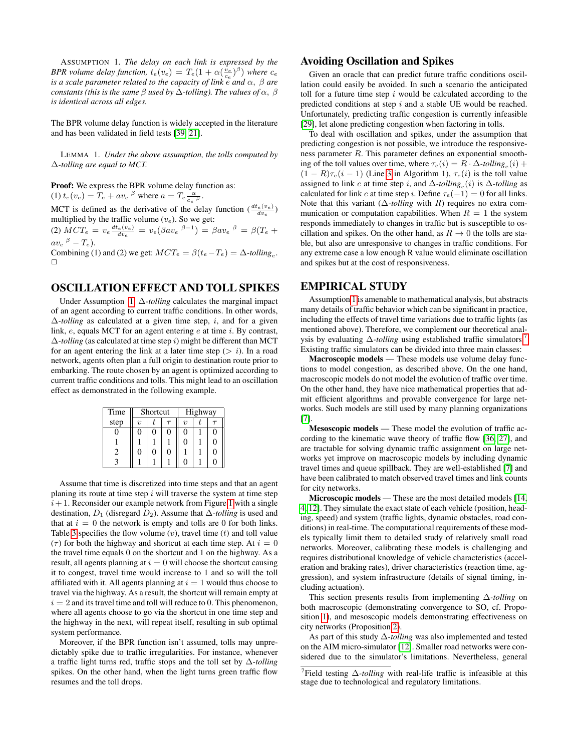ASSUMPTION 1. *The delay on each link is expressed by the BPR volume delay function, $t_e(v_e) = T_e(1 + \alpha(\frac{v_e}{c_e})^\beta)$ where $c_e$ is a scale parameter related to the capacity of link $e$ and $\alpha$, $\beta$ are constants (this is the same $\beta$ used by $\Delta$-tolling). The values of $\alpha$, $\beta$ is identical across all edges.*

The BPR volume delay function is widely accepted in the literature and has been validated in field tests [39, 21].

LEMMA 1. *Under the above assumption, the tolls computed by $\Delta$-tolling are equal to MCT.*

**Proof:** We express the BPR volume delay function as:
(1) $t_e(v_e) = T_e + a{v_e}^\beta$ where $a = T_e \frac{\alpha}{{c_e}^\beta}$.

MCT is defined as the derivative of the delay function ($\frac{dt_e(v_e)}{dv_e}$) multiplied by the traffic volume ($v_e$). So we get:
(2) $MCT_e = v_e \frac{dt_e(v_e)}{dv_e} = v_e(\beta a {v_e}^{\beta-1}) = \beta a {v_e}^\beta = \beta(T_e + a{v_e}^\beta - T_e)$.

Combining (1) and (2) we get: $MCT_e = \beta(t_e - T_e) = \Delta\text{-}tolling_e$. □

# OSCILLATION EFFECT AND TOLL SPIKES

Under Assumption 1, $\Delta$-*tolling* calculates the marginal impact of an agent according to current traffic conditions. In other words, $\Delta$-*tolling* as calculated at a given time step, $i$, and for a given link, $e$, equals MCT for an agent entering $e$ at time $i$. By contrast, $\Delta$-*tolling* (as calculated at time step $i$) might be different than MCT for an agent entering the link at a later time step ($> i$). In a road network, agents often plan a full origin to destination route prior to embarking. The route chosen by an agent is optimized according to current traffic conditions and tolls. This might lead to an oscillation effect as demonstrated in the following example.

| Time step | Shortcut | | | Highway | | |
|---|---|---|---|---|---|---|
| | $v$ | $t$ | $\tau$ | $v$ | $t$ | $\tau$ |
| 0 | 0 | 0 | 0 | 0 | 1 | 0 |
| 1 | 1 | 1 | 1 | 0 | 1 | 0 |
| 2 | 0 | 0 | 0 | 1 | 1 | 0 |
| 3 | 1 | 1 | 1 | 0 | 1 | 0 |

Assume that time is discretized into time steps and that an agent planing its route at time step $i$ will traverse the system at time step $i+1$. Reconsider our example network from Figure 1 with a single destination, $D_1$ (disregard $D_2$). Assume that $\Delta$-*tolling* is used and that at $i = 0$ the network is empty and tolls are 0 for both links. Table 3 specifies the flow volume ($v$), travel time ($t$) and toll value ($\tau$) for both the highway and shortcut at each time step. At $i = 0$ the travel time equals 0 on the shortcut and 1 on the highway. As a result, all agents planning at $i = 0$ will choose the shortcut causing it to congest, travel time would increase to 1 and so will the toll affiliated with it. All agents planning at $i = 1$ would thus choose to travel via the highway. As a result, the shortcut will remain empty at $i = 2$ and its travel time and toll will reduce to 0. This phenomenon, where all agents choose to go via the shortcut in one time step and the highway in the next, will repeat itself, resulting in sub optimal system performance.

Moreover, if the BPR function isn't assumed, tolls may unpredictably spike due to traffic irregularities. For instance, whenever a traffic light turns red, traffic stops and the toll set by $\Delta$-*tolling* spikes. On the other hand, when the light turns green traffic flow resumes and the toll drops.

## Avoiding Oscillation and Spikes

Given an oracle that can predict future traffic conditions oscillation could easily be avoided. In such a scenario the anticipated toll for a future time step $i$ would be calculated according to the predicted conditions at step $i$ and a stable UE would be reached. Unfortunately, predicting traffic congestion is currently infeasible [29], let alone predicting congestion when factoring in tolls.

To deal with oscillation and spikes, under the assumption that predicting congestion is not possible, we introduce the responsiveness parameter $R$. This parameter defines an exponential smoothing of the toll values over time, where $\tau_e(i) = R \cdot \Delta\text{-}tolling_e(i) + (1 - R)\tau_e(i-1)$ (Line 3 in Algorithm 1), $\tau_e(i)$ is the toll value assigned to link $e$ at time step $i$, and $\Delta\text{-}tolling_e(i)$ is $\Delta$-*tolling* as calculated for link $e$ at time step $i$. Define $\tau_e(-1) = 0$ for all links. Note that this variant ($\Delta$-*tolling* with $R$) requires no extra communication or computation capabilities. When $R = 1$ the system responds immediately to changes in traffic but is susceptible to oscillation and spikes. On the other hand, as $R \rightarrow 0$ the tolls are stable, but also are unresponsive to changes in traffic conditions. For any extreme case a low enough R value would eliminate oscillation and spikes but at the cost of responsiveness.

# EMPIRICAL STUDY

Assumption 1 is amenable to mathematical analysis, but abstracts many details of traffic behavior which can be significant in practice, including the effects of travel time variations due to traffic lights (as mentioned above). Therefore, we complement our theoretical analysis by evaluating $\Delta$-*tolling* using established traffic simulators[7]. Existing traffic simulators can be divided into three main classes:

**Macroscopic models** — These models use volume delay functions to model congestion, as described above. On the one hand, macroscopic models do not model the evolution of traffic over time. On the other hand, they have nice mathematical properties that admit efficient algorithms and provable convergence for large networks. Such models are still used by many planning organizations [7].

**Mesoscopic models** — These model the evolution of traffic according to the kinematic wave theory of traffic flow [36, 27], and are tractable for solving dynamic traffic assignment on large networks yet improve on macroscopic models by including dynamic travel times and queue spillback. They are well-established [7] and have been calibrated to match observed travel times and link counts for city networks.

**Microscopic models** — These are the most detailed models [14, 4, 12]. They simulate the exact state of each vehicle (position, heading, speed) and system (traffic lights, dynamic obstacles, road conditions) in real-time. The computational requirements of these models typically limit them to detailed study of relatively small road networks. Moreover, calibrating these models is challenging and requires distributional knowledge of vehicle characteristics (acceleration and braking rates), driver characteristics (reaction time, aggression), and system infrastructure (details of signal timing, including actuation).

This section presents results from implementing $\Delta$-*tolling* on both macroscopic (demonstrating convergence to SO, cf. Proposition 1), and mesoscopic models demonstrating effectiveness on city networks (Proposition 2).

As part of this study $\Delta$-*tolling* was also implemented and tested on the AIM micro-simulator [12]. Smaller road networks were considered due to the simulator's limitations. Nevertheless, general

[7]Field testing $\Delta$-*tolling* with real-life traffic is infeasible at this stage due to technological and regulatory limitations.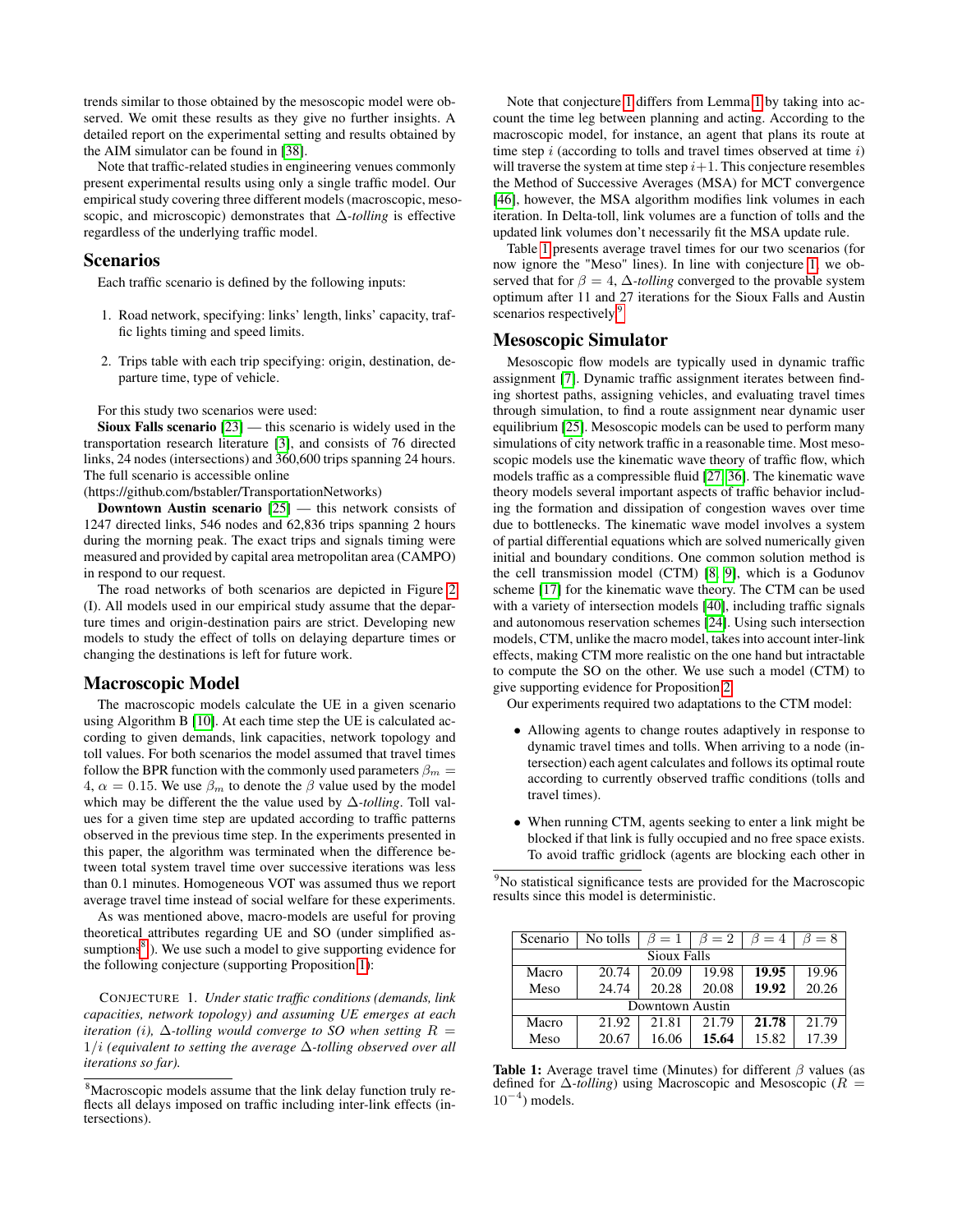trends similar to those obtained by the mesoscopic model were observed. We omit these results as they give no further insights. A detailed report on the experimental setting and results obtained by the AIM simulator can be found in [38].

Note that traffic-related studies in engineering venues commonly present experimental results using only a single traffic model. Our empirical study covering three different models (macroscopic, mesoscopic, and microscopic) demonstrates that $\Delta$-*tolling* is effective regardless of the underlying traffic model.

## Scenarios

Each traffic scenario is defined by the following inputs:

1. Road network, specifying: links' length, links' capacity, traffic lights timing and speed limits.
2. Trips table with each trip specifying: origin, destination, departure time, type of vehicle.

For this study two scenarios were used:

**Sioux Falls scenario** [23] — this scenario is widely used in the transportation research literature [3], and consists of 76 directed links, 24 nodes (intersections) and 360,600 trips spanning 24 hours. The full scenario is accessible online (https://github.com/bstabler/TransportationNetworks)

**Downtown Austin scenario** [25] — this network consists of 1247 directed links, 546 nodes and 62,836 trips spanning 2 hours during the morning peak. The exact trips and signals timing were measured and provided by capital area metropolitan area (CAMPO) in respond to our request.

The road networks of both scenarios are depicted in Figure 2 (I). All models used in our empirical study assume that the departure times and origin-destination pairs are strict. Developing new models to study the effect of tolls on delaying departure times or changing the destinations is left for future work.

## Macroscopic Model

The macroscopic models calculate the UE in a given scenario using Algorithm B [10]. At each time step the UE is calculated according to given demands, link capacities, network topology and toll values. For both scenarios the model assumed that travel times follow the BPR function with the commonly used parameters $\beta_m = 4$, $\alpha = 0.15$. We use $\beta_m$ to denote the $\beta$ value used by the model which may be different the the value used by $\Delta$-*tolling*. Toll values for a given time step are updated according to traffic patterns observed in the previous time step. In the experiments presented in this paper, the algorithm was terminated when the difference between total system travel time over successive iterations was less than 0.1 minutes. Homogeneous VOT was assumed thus we report average travel time instead of social welfare for these experiments.

As was mentioned above, macro-models are useful for proving theoretical attributes regarding UE and SO (under simplified assumptions[8]). We use such a model to give supporting evidence for the following conjecture (supporting Proposition 1):

CONJECTURE 1. *Under static traffic conditions (demands, link capacities, network topology) and assuming UE emerges at each iteration (i), $\Delta$-tolling would converge to SO when setting $R = 1/i$ (equivalent to setting the average $\Delta$-tolling observed over all iterations so far).*

Note that conjecture 1 differs from Lemma 1 by taking into account the time leg between planning and acting. According to the macroscopic model, for instance, an agent that plans its route at time step $i$ (according to tolls and travel times observed at time $i$) will traverse the system at time step $i+1$. This conjecture resembles the Method of Successive Averages (MSA) for MCT convergence [46], however, the MSA algorithm modifies link volumes in each iteration. In Delta-toll, link volumes are a function of tolls and the updated link volumes don't necessarily fit the MSA update rule.

Table 1 presents average travel times for our two scenarios (for now ignore the "Meso" lines). In line with conjecture 1, we observed that for $\beta = 4$, $\Delta$-*tolling* converged to the provable system optimum after 11 and 27 iterations for the Sioux Falls and Austin scenarios respectively[9].

## Mesoscopic Simulator

Mesoscopic flow models are typically used in dynamic traffic assignment [7]. Dynamic traffic assignment iterates between finding shortest paths, assigning vehicles, and evaluating travel times through simulation, to find a route assignment near dynamic user equilibrium [25]. Mesoscopic models can be used to perform many simulations of city network traffic in a reasonable time. Most mesoscopic models use the kinematic wave theory of traffic flow, which models traffic as a compressible fluid [27, 36]. The kinematic wave theory models several important aspects of traffic behavior including the formation and dissipation of congestion waves over time due to bottlenecks. The kinematic wave model involves a system of partial differential equations which are solved numerically given initial and boundary conditions. One common solution method is the cell transmission model (CTM) [8, 9], which is a Godunov scheme [17] for the kinematic wave theory. The CTM can be used with a variety of intersection models [40], including traffic signals and autonomous reservation schemes [24]. Using such intersection models, CTM, unlike the macro model, takes into account inter-link effects, making CTM more realistic on the one hand but intractable to compute the SO on the other. We use such a model (CTM) to give supporting evidence for Proposition 2.

Our experiments required two adaptations to the CTM model:

- Allowing agents to change routes adaptively in response to dynamic travel times and tolls. When arriving to a node (intersection) each agent calculates and follows its optimal route according to currently observed traffic conditions (tolls and travel times).
- When running CTM, agents seeking to enter a link might be blocked if that link is fully occupied and no free space exists. To avoid traffic gridlock (agents are blocking each other in

| Scenario | No tolls | $\beta = 1$ | $\beta = 2$ | $\beta = 4$ | $\beta = 8$ |
|---|---|---|---|---|---|
| Sioux Falls | | | | | |
| Macro | 20.74 | 20.09 | 19.98 | **19.95** | 19.96 |
| Meso | 24.74 | 20.28 | 20.08 | **19.92** | 20.26 |
| Downtown Austin | | | | | |
| Macro | 21.92 | 21.81 | 21.79 | **21.78** | 21.79 |
| Meso | 20.67 | 16.06 | **15.64** | 15.82 | 17.39 |

**Table 1:** Average travel time (Minutes) for different $\beta$ values (as defined for $\Delta$-*tolling*) using Macroscopic and Mesoscopic ($R = 10^{-4}$) models.

[8] Macroscopic models assume that the link delay function truly reflects all delays imposed on traffic including inter-link effects (intersections).

[9] No statistical significance tests are provided for the Macroscopic results since this model is deterministic.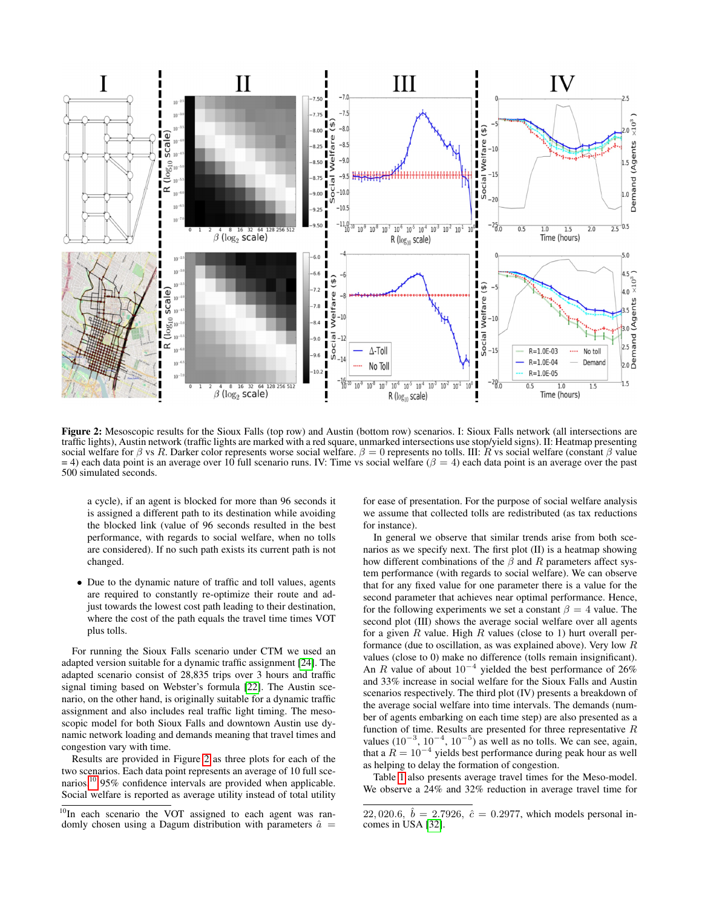**Figure 2:** Mesoscopic results for the Sioux Falls (top row) and Austin (bottom row) scenarios. I: Sioux Falls network (all intersections are traffic lights), Austin network (traffic lights are marked with a red square, unmarked intersections use stop/yield signs). II: Heatmap presenting social welfare for $\beta$ vs $R$. Darker color represents worse social welfare. $\beta = 0$ represents no tolls. III: $R$ vs social welfare (constant $\beta$ value = 4) each data point is an average over 10 full scenario runs. IV: Time vs social welfare ($\beta = 4$) each data point is an average over the past 500 simulated seconds.

a cycle), if an agent is blocked for more than 96 seconds it is assigned a different path to its destination while avoiding the blocked link (value of 96 seconds resulted in the best performance, with regards to social welfare, when no tolls are considered). If no such path exists its current path is not changed.

- Due to the dynamic nature of traffic and toll values, agents are required to constantly re-optimize their route and adjust towards the lowest cost path leading to their destination, where the cost of the path equals the travel time times VOT plus tolls.

For running the Sioux Falls scenario under CTM we used an adapted version suitable for a dynamic traffic assignment [24]. The adapted scenario consist of 28,835 trips over 3 hours and traffic signal timing based on Webster's formula [22]. The Austin scenario, on the other hand, is originally suitable for a dynamic traffic assignment and also includes real traffic light timing. The mesoscopic model for both Sioux Falls and downtown Austin use dynamic network loading and demands meaning that travel times and congestion vary with time.

Results are provided in Figure 2 as three plots for each of the two scenarios. Each data point represents an average of 10 full scenarios.[10] 95% confidence intervals are provided when applicable. Social welfare is reported as average utility instead of total utility for ease of presentation. For the purpose of social welfare analysis we assume that collected tolls are redistributed (as tax reductions for instance).

In general we observe that similar trends arise from both scenarios as we specify next. The first plot (II) is a heatmap showing how different combinations of the $\beta$ and $R$ parameters affect system performance (with regards to social welfare). We can observe that for any fixed value for one parameter there is a value for the second parameter that achieves near optimal performance. Hence, for the following experiments we set a constant $\beta = 4$ value. The second plot (III) shows the average social welfare over all agents for a given $R$ value. High $R$ values (close to 1) hurt overall performance (due to oscillation, as was explained above). Very low $R$ values (close to 0) make no difference (tolls remain insignificant). An $R$ value of about $10^{-4}$ yielded the best performance of 26% and 33% increase in social welfare for the Sioux Falls and Austin scenarios respectively. The third plot (IV) presents a breakdown of the average social welfare into time intervals. The demands (number of agents embarking on each time step) are also presented as a function of time. Results are presented for three representative $R$ values ($10^{-3}$, $10^{-4}$, $10^{-5}$) as well as no tolls. We can see, again, that a $R = 10^{-4}$ yields best performance during peak hour as well as helping to delay the formation of congestion.

Table 1 also presents average travel times for the Meso-model. We observe a 24% and 32% reduction in average travel time for

[10] In each scenario the VOT assigned to each agent was randomly chosen using a Dagum distribution with parameters $\hat{a} = 22{,}020.6$, $\hat{b} = 2.7926$, $\hat{c} = 0.2977$, which models personal incomes in USA [32].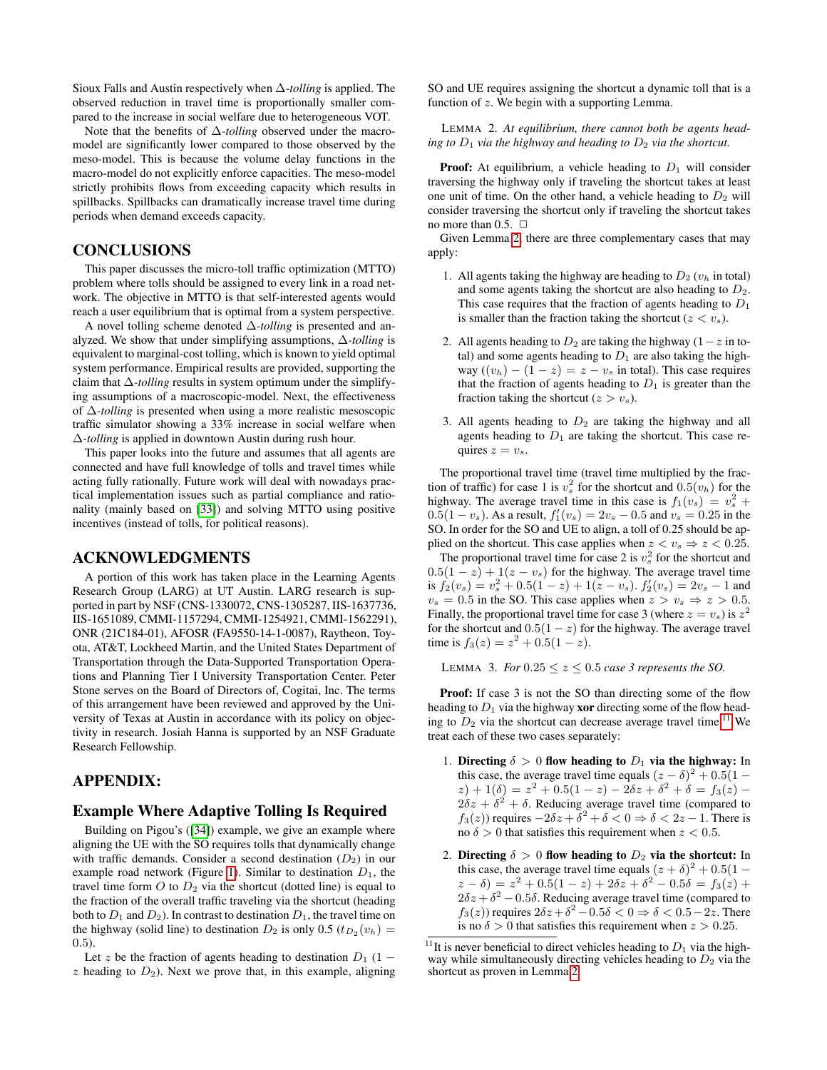Sioux Falls and Austin respectively when $\Delta$-*tolling* is applied. The observed reduction in travel time is proportionally smaller compared to the increase in social welfare due to heterogeneous VOT.

Note that the benefits of $\Delta$-*tolling* observed under the macro-model are significantly lower compared to those observed by the meso-model. This is because the volume delay functions in the macro-model do not explicitly enforce capacities. The meso-model strictly prohibits flows from exceeding capacity which results in spillbacks. Spillbacks can dramatically increase travel time during periods when demand exceeds capacity.

## CONCLUSIONS

This paper discusses the micro-toll traffic optimization (MTTO) problem where tolls should be assigned to every link in a road network. The objective in MTTO is that self-interested agents would reach a user equilibrium that is optimal from a system perspective.

A novel tolling scheme denoted $\Delta$-*tolling* is presented and analyzed. We show that under simplifying assumptions, $\Delta$-*tolling* is equivalent to marginal-cost tolling, which is known to yield optimal system performance. Empirical results are provided, supporting the claim that $\Delta$-*tolling* results in system optimum under the simplifying assumptions of a macroscopic-model. Next, the effectiveness of $\Delta$-*tolling* is presented when using a more realistic mesoscopic traffic simulator showing a 33% increase in social welfare when $\Delta$-*tolling* is applied in downtown Austin during rush hour.

This paper looks into the future and assumes that all agents are connected and have full knowledge of tolls and travel times while acting fully rationally. Future work will deal with nowadays practical implementation issues such as partial compliance and rationality (mainly based on [33]) and solving MTTO using positive incentives (instead of tolls, for political reasons).

## ACKNOWLEDGMENTS

A portion of this work has taken place in the Learning Agents Research Group (LARG) at UT Austin. LARG research is supported in part by NSF (CNS-1330072, CNS-1305287, IIS-1637736, IIS-1651089, CMMI-1157294, CMMI-1254921, CMMI-1562291), ONR (21C184-01), AFOSR (FA9550-14-1-0087), Raytheon, Toyota, AT&T, Lockheed Martin, and the United States Department of Transportation through the Data-Supported Transportation Operations and Planning Tier I University Transportation Center. Peter Stone serves on the Board of Directors of, Cogitai, Inc. The terms of this arrangement have been reviewed and approved by the University of Texas at Austin in accordance with its policy on objectivity in research. Josiah Hanna is supported by an NSF Graduate Research Fellowship.

## APPENDIX:

### Example Where Adaptive Tolling Is Required

Building on Pigou's ([34]) example, we give an example where aligning the UE with the SO requires tolls that dynamically change with traffic demands. Consider a second destination ($D_2$) in our example road network (Figure 1). Similar to destination $D_1$, the travel time form $O$ to $D_2$ via the shortcut (dotted line) is equal to the fraction of the overall traffic traveling via the shortcut (heading both to $D_1$ and $D_2$). In contrast to destination $D_1$, the travel time on the highway (solid line) to destination $D_2$ is only 0.5 ($t_{D_2}(v_h) = 0.5$).

Let $z$ be the fraction of agents heading to destination $D_1$ ($1 - z$ heading to $D_2$). Next we prove that, in this example, aligning SO and UE requires assigning the shortcut a dynamic toll that is a function of $z$. We begin with a supporting Lemma.

LEMMA 2. *At equilibrium, there cannot both be agents heading to $D_1$ via the highway and heading to $D_2$ via the shortcut.*

**Proof:** At equilibrium, a vehicle heading to $D_1$ will consider traversing the highway only if traveling the shortcut takes at least one unit of time. On the other hand, a vehicle heading to $D_2$ will consider traversing the shortcut only if traveling the shortcut takes no more than 0.5. □

Given Lemma 2, there are three complementary cases that may apply:

1. All agents taking the highway are heading to $D_2$ ($v_h$ in total) and some agents taking the shortcut are also heading to $D_2$. This case requires that the fraction of agents heading to $D_1$ is smaller than the fraction taking the shortcut ($z < v_s$).

2. All agents heading to $D_2$ are taking the highway ($1-z$ in total) and some agents heading to $D_1$ are also taking the highway ($(v_h) - (1 - z) = z - v_s$ in total). This case requires that the fraction of agents heading to $D_1$ is greater than the fraction taking the shortcut ($z > v_s$).

3. All agents heading to $D_2$ are taking the highway and all agents heading to $D_1$ are taking the shortcut. This case requires $z = v_s$.

The proportional travel time (travel time multiplied by the fraction of traffic) for case 1 is $v_s^2$ for the shortcut and $0.5(v_h)$ for the highway. The average travel time in this case is $f_1(v_s) = v_s^2 + 0.5(1 - v_s)$. As a result, $f_1'(v_s) = 2v_s - 0.5$ and $v_s = 0.25$ in the SO. In order for the SO and UE to align, a toll of 0.25 should be applied on the shortcut. This case applies when $z < v_s \Rightarrow z < 0.25$.

The proportional travel time for case 2 is $v_s^2$ for the shortcut and $0.5(1 - z) + 1(z - v_s)$ for the highway. The average travel time is $f_2(v_s) = v_s^2 + 0.5(1 - z) + 1(z - v_s)$. $f_2'(v_s) = 2v_s - 1$ and $v_s = 0.5$ in the SO. This case applies when $z > v_s \Rightarrow z > 0.5$. Finally, the proportional travel time for case 3 (where $z = v_s$) is $z^2$ for the shortcut and $0.5(1 - z)$ for the highway. The average travel time is $f_3(z) = z^2 + 0.5(1 - z)$.

LEMMA 3. *For $0.25 \leq z \leq 0.5$ case 3 represents the SO.*

**Proof:** If case 3 is not the SO than directing some of the flow heading to $D_1$ via the highway **xor** directing some of the flow heading to $D_2$ via the shortcut can decrease average travel time.[11] We treat each of these two cases separately:

1. **Directing $\delta > 0$ flow heading to $D_1$ via the highway:** In this case, the average travel time equals $(z - \delta)^2 + 0.5(1 - z) + 1(\delta) = z^2 + 0.5(1 - z) - 2\delta z + \delta^2 + \delta = f_3(z) - 2\delta z + \delta^2 + \delta$. Reducing average travel time (compared to $f_3(z)$) requires $-2\delta z + \delta^2 + \delta < 0 \Rightarrow \delta < 2z - 1$. There is no $\delta > 0$ that satisfies this requirement when $z < 0.5$.

2. **Directing $\delta > 0$ flow heading to $D_2$ via the shortcut:** In this case, the average travel time equals $(z + \delta)^2 + 0.5(1 - z - \delta) = z^2 + 0.5(1 - z) + 2\delta z + \delta^2 - 0.5\delta = f_3(z) + 2\delta z + \delta^2 - 0.5\delta$. Reducing average travel time (compared to $f_3(z)$) requires $2\delta z + \delta^2 - 0.5\delta < 0 \Rightarrow \delta < 0.5 - 2z$. There is no $\delta > 0$ that satisfies this requirement when $z > 0.25$.

[11] It is never beneficial to direct vehicles heading to $D_1$ via the highway while simultaneously directing vehicles heading to $D_2$ via the shortcut as proven in Lemma 2.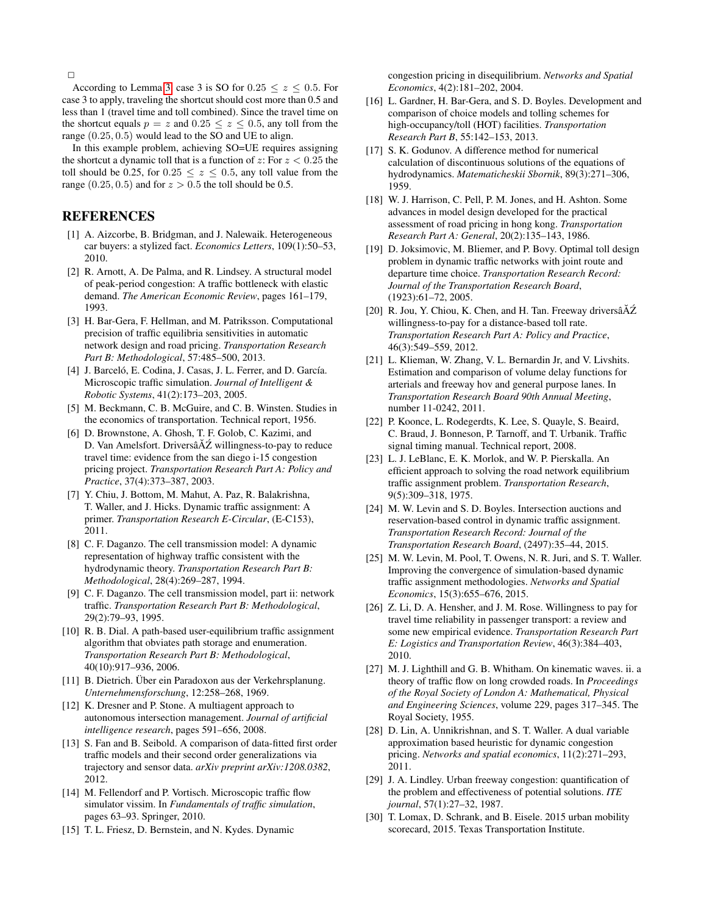□

According to Lemma 3, case 3 is SO for $0.25 \leq z \leq 0.5$. For case 3 to apply, traveling the shortcut should cost more than 0.5 and less than 1 (travel time and toll combined). Since the travel time on the shortcut equals $p = z$ and $0.25 \leq z \leq 0.5$, any toll from the range $(0.25, 0.5)$ would lead to the SO and UE to align.

In this example problem, achieving SO=UE requires assigning the shortcut a dynamic toll that is a function of $z$: For $z < 0.25$ the toll should be 0.25, for $0.25 \leq z \leq 0.5$, any toll value from the range $(0.25, 0.5)$ and for $z > 0.5$ the toll should be 0.5.

## REFERENCES

[1] A. Aizcorbe, B. Bridgman, and J. Nalewaik. Heterogeneous car buyers: a stylized fact. *Economics Letters*, 109(1):50–53, 2010.

[2] R. Arnott, A. De Palma, and R. Lindsey. A structural model of peak-period congestion: A traffic bottleneck with elastic demand. *The American Economic Review*, pages 161–179, 1993.

[3] H. Bar-Gera, F. Hellman, and M. Patriksson. Computational precision of traffic equilibria sensitivities in automatic network design and road pricing. *Transportation Research Part B: Methodological*, 57:485–500, 2013.

[4] J. Barceló, E. Codina, J. Casas, J. L. Ferrer, and D. García. Microscopic traffic simulation. *Journal of Intelligent & Robotic Systems*, 41(2):173–203, 2005.

[5] M. Beckmann, C. B. McGuire, and C. B. Winsten. Studies in the economics of transportation. Technical report, 1956.

[6] D. Brownstone, A. Ghosh, T. F. Golob, C. Kazimi, and D. Van Amelsfort. DriversâĂŹ willingness-to-pay to reduce travel time: evidence from the san diego i-15 congestion pricing project. *Transportation Research Part A: Policy and Practice*, 37(4):373–387, 2003.

[7] Y. Chiu, J. Bottom, M. Mahut, A. Paz, R. Balakrishna, T. Waller, and J. Hicks. Dynamic traffic assignment: A primer. *Transportation Research E-Circular*, (E-C153), 2011.

[8] C. F. Daganzo. The cell transmission model: A dynamic representation of highway traffic consistent with the hydrodynamic theory. *Transportation Research Part B: Methodological*, 28(4):269–287, 1994.

[9] C. F. Daganzo. The cell transmission model, part ii: network traffic. *Transportation Research Part B: Methodological*, 29(2):79–93, 1995.

[10] R. B. Dial. A path-based user-equilibrium traffic assignment algorithm that obviates path storage and enumeration. *Transportation Research Part B: Methodological*, 40(10):917–936, 2006.

[11] B. Dietrich. Über ein Paradoxon aus der Verkehrsplanung. *Unternehmensforschung*, 12:258–268, 1969.

[12] K. Dresner and P. Stone. A multiagent approach to autonomous intersection management. *Journal of artificial intelligence research*, pages 591–656, 2008.

[13] S. Fan and B. Seibold. A comparison of data-fitted first order traffic models and their second order generalizations via trajectory and sensor data. *arXiv preprint arXiv:1208.0382*, 2012.

[14] M. Fellendorf and P. Vortisch. Microscopic traffic flow simulator vissim. In *Fundamentals of traffic simulation*, pages 63–93. Springer, 2010.

[15] T. L. Friesz, D. Bernstein, and N. Kydes. Dynamic congestion pricing in disequilibrium. *Networks and Spatial Economics*, 4(2):181–202, 2004.

[16] L. Gardner, H. Bar-Gera, and S. D. Boyles. Development and comparison of choice models and tolling schemes for high-occupancy/toll (HOT) facilities. *Transportation Research Part B*, 55:142–153, 2013.

[17] S. K. Godunov. A difference method for numerical calculation of discontinuous solutions of the equations of hydrodynamics. *Matematicheskii Sbornik*, 89(3):271–306, 1959.

[18] W. J. Harrison, C. Pell, P. M. Jones, and H. Ashton. Some advances in model design developed for the practical assessment of road pricing in hong kong. *Transportation Research Part A: General*, 20(2):135–143, 1986.

[19] D. Joksimovic, M. Bliemer, and P. Bovy. Optimal toll design problem in dynamic traffic networks with joint route and departure time choice. *Transportation Research Record: Journal of the Transportation Research Board*, (1923):61–72, 2005.

[20] R. Jou, Y. Chiou, K. Chen, and H. Tan. Freeway driversâĂŹ willingness-to-pay for a distance-based toll rate. *Transportation Research Part A: Policy and Practice*, 46(3):549–559, 2012.

[21] L. Klieman, W. Zhang, V. L. Bernardin Jr, and V. Livshits. Estimation and comparison of volume delay functions for arterials and freeway hov and general purpose lanes. In *Transportation Research Board 90th Annual Meeting*, number 11-0242, 2011.

[22] P. Koonce, L. Rodegerdts, K. Lee, S. Quayle, S. Beaird, C. Braud, J. Bonneson, P. Tarnoff, and T. Urbanik. Traffic signal timing manual. Technical report, 2008.

[23] L. J. LeBlanc, E. K. Morlok, and W. P. Pierskalla. An efficient approach to solving the road network equilibrium traffic assignment problem. *Transportation Research*, 9(5):309–318, 1975.

[24] M. W. Levin and S. D. Boyles. Intersection auctions and reservation-based control in dynamic traffic assignment. *Transportation Research Record: Journal of the Transportation Research Board*, (2497):35–44, 2015.

[25] M. W. Levin, M. Pool, T. Owens, N. R. Juri, and S. T. Waller. Improving the convergence of simulation-based dynamic traffic assignment methodologies. *Networks and Spatial Economics*, 15(3):655–676, 2015.

[26] Z. Li, D. A. Hensher, and J. M. Rose. Willingness to pay for travel time reliability in passenger transport: a review and some new empirical evidence. *Transportation Research Part E: Logistics and Transportation Review*, 46(3):384–403, 2010.

[27] M. J. Lighthill and G. B. Whitham. On kinematic waves. ii. a theory of traffic flow on long crowded roads. In *Proceedings of the Royal Society of London A: Mathematical, Physical and Engineering Sciences*, volume 229, pages 317–345. The Royal Society, 1955.

[28] D. Lin, A. Unnikrishnan, and S. T. Waller. A dual variable approximation based heuristic for dynamic congestion pricing. *Networks and spatial economics*, 11(2):271–293, 2011.

[29] J. A. Lindley. Urban freeway congestion: quantification of the problem and effectiveness of potential solutions. *ITE journal*, 57(1):27–32, 1987.

[30] T. Lomax, D. Schrank, and B. Eisele. 2015 urban mobility scorecard, 2015. Texas Transportation Institute.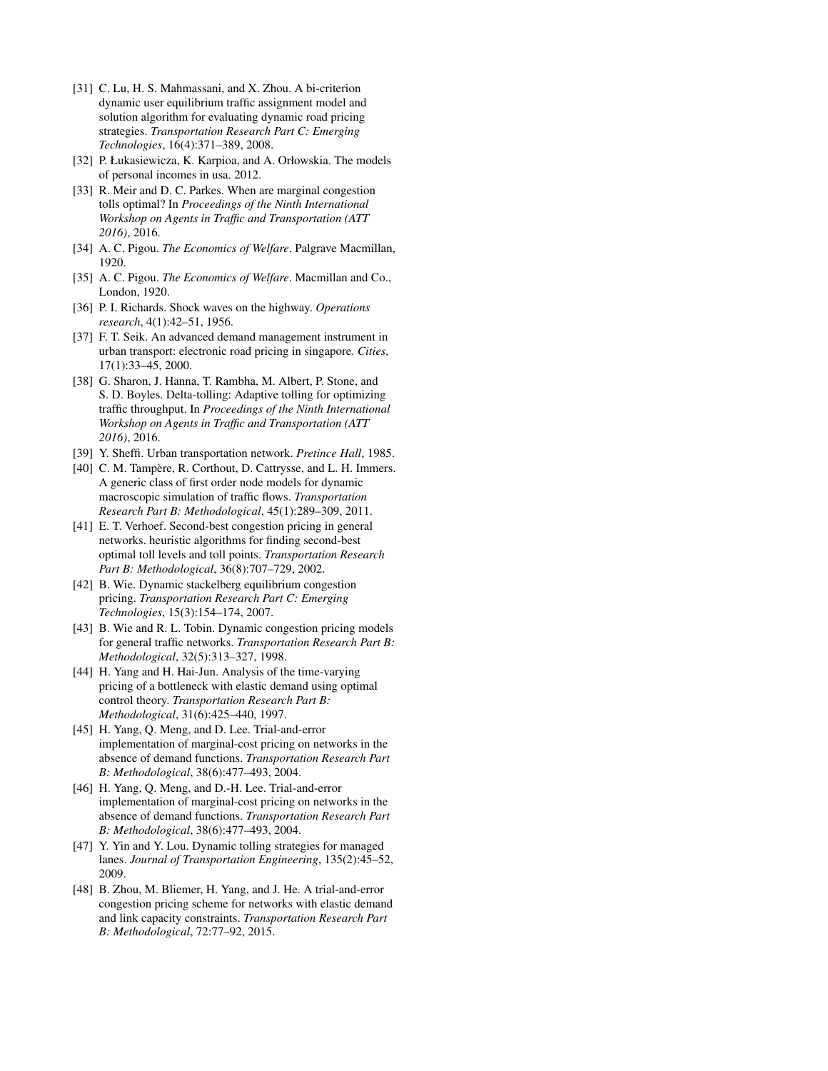[31] C. Lu, H. S. Mahmassani, and X. Zhou. A bi-criterion dynamic user equilibrium traffic assignment model and solution algorithm for evaluating dynamic road pricing strategies. *Transportation Research Part C: Emerging Technologies*, 16(4):371–389, 2008.

[32] P. Łukasiewicza, K. Karpioa, and A. Orłowskia. The models of personal incomes in usa. 2012.

[33] R. Meir and D. C. Parkes. When are marginal congestion tolls optimal? In *Proceedings of the Ninth International Workshop on Agents in Traffic and Transportation (ATT 2016)*, 2016.

[34] A. C. Pigou. *The Economics of Welfare*. Palgrave Macmillan, 1920.

[35] A. C. Pigou. *The Economics of Welfare*. Macmillan and Co., London, 1920.

[36] P. I. Richards. Shock waves on the highway. *Operations research*, 4(1):42–51, 1956.

[37] F. T. Seik. An advanced demand management instrument in urban transport: electronic road pricing in singapore. *Cities*, 17(1):33–45, 2000.

[38] G. Sharon, J. Hanna, T. Rambha, M. Albert, P. Stone, and S. D. Boyles. Delta-tolling: Adaptive tolling for optimizing traffic throughput. In *Proceedings of the Ninth International Workshop on Agents in Traffic and Transportation (ATT 2016)*, 2016.

[39] Y. Sheffi. Urban transportation network. *Pretince Hall*, 1985.

[40] C. M. Tampère, R. Corthout, D. Cattrysse, and L. H. Immers. A generic class of first order node models for dynamic macroscopic simulation of traffic flows. *Transportation Research Part B: Methodological*, 45(1):289–309, 2011.

[41] E. T. Verhoef. Second-best congestion pricing in general networks. heuristic algorithms for finding second-best optimal toll levels and toll points. *Transportation Research Part B: Methodological*, 36(8):707–729, 2002.

[42] B. Wie. Dynamic stackelberg equilibrium congestion pricing. *Transportation Research Part C: Emerging Technologies*, 15(3):154–174, 2007.

[43] B. Wie and R. L. Tobin. Dynamic congestion pricing models for general traffic networks. *Transportation Research Part B: Methodological*, 32(5):313–327, 1998.

[44] H. Yang and H. Hai-Jun. Analysis of the time-varying pricing of a bottleneck with elastic demand using optimal control theory. *Transportation Research Part B: Methodological*, 31(6):425–440, 1997.

[45] H. Yang, Q. Meng, and D. Lee. Trial-and-error implementation of marginal-cost pricing on networks in the absence of demand functions. *Transportation Research Part B: Methodological*, 38(6):477–493, 2004.

[46] H. Yang, Q. Meng, and D.-H. Lee. Trial-and-error implementation of marginal-cost pricing on networks in the absence of demand functions. *Transportation Research Part B: Methodological*, 38(6):477–493, 2004.

[47] Y. Yin and Y. Lou. Dynamic tolling strategies for managed lanes. *Journal of Transportation Engineering*, 135(2):45–52, 2009.

[48] B. Zhou, M. Bliemer, H. Yang, and J. He. A trial-and-error congestion pricing scheme for networks with elastic demand and link capacity constraints. *Transportation Research Part B: Methodological*, 72:77–92, 2015.